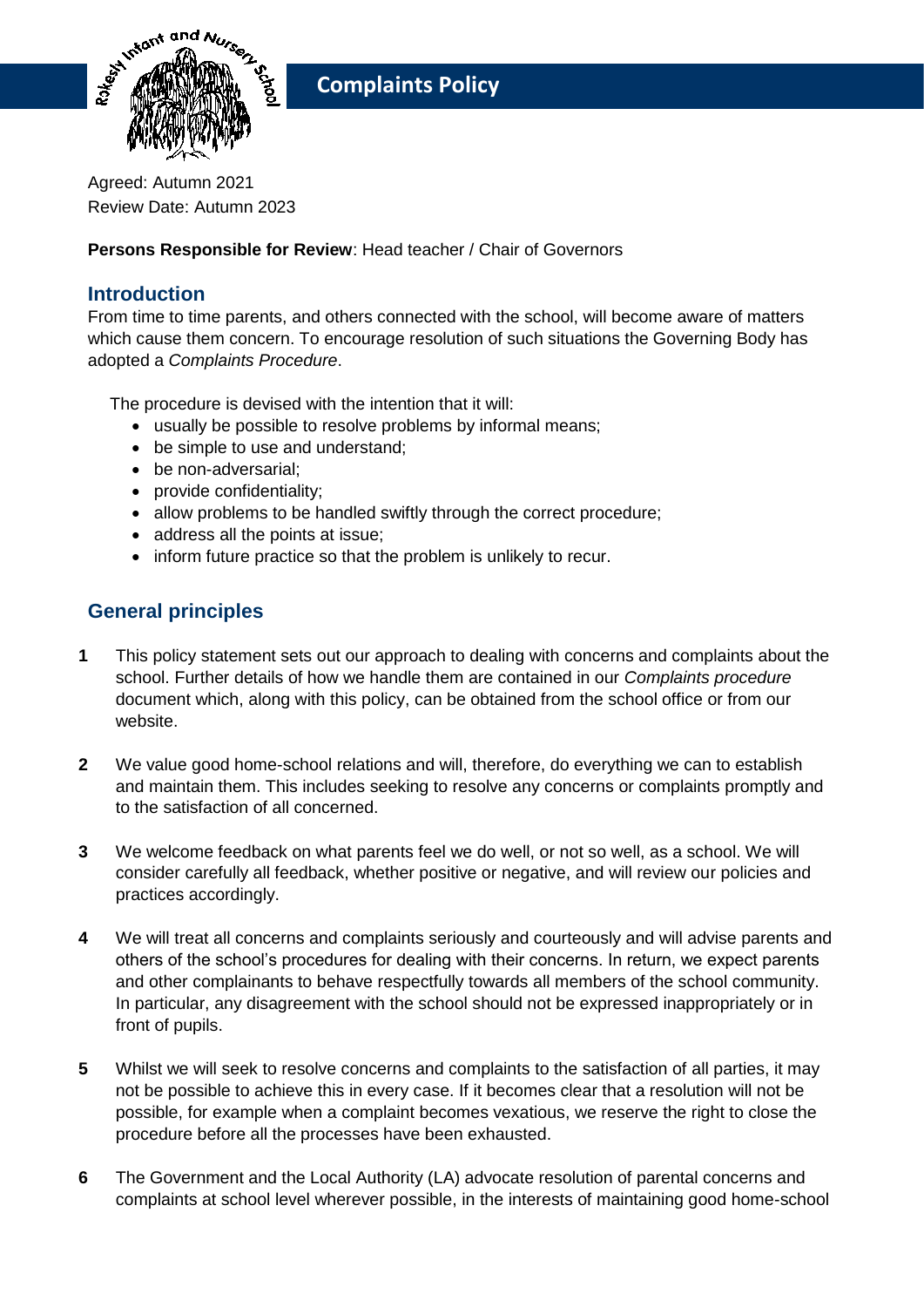# Complaints Policy

Agreed: Autumn 2021
Review Date: Autumn 2023

**Persons Responsible for Review**: Head teacher / Chair of Governors

## Introduction

From time to time parents, and others connected with the school, will become aware of matters which cause them concern. To encourage resolution of such situations the Governing Body has adopted a *Complaints Procedure*.

The procedure is devised with the intention that it will:

- usually be possible to resolve problems by informal means;
- be simple to use and understand;
- be non-adversarial;
- provide confidentiality;
- allow problems to be handled swiftly through the correct procedure;
- address all the points at issue;
- inform future practice so that the problem is unlikely to recur.

## General principles

**1** This policy statement sets out our approach to dealing with concerns and complaints about the school. Further details of how we handle them are contained in our *Complaints procedure* document which, along with this policy, can be obtained from the school office or from our website.

**2** We value good home-school relations and will, therefore, do everything we can to establish and maintain them. This includes seeking to resolve any concerns or complaints promptly and to the satisfaction of all concerned.

**3** We welcome feedback on what parents feel we do well, or not so well, as a school. We will consider carefully all feedback, whether positive or negative, and will review our policies and practices accordingly.

**4** We will treat all concerns and complaints seriously and courteously and will advise parents and others of the school's procedures for dealing with their concerns. In return, we expect parents and other complainants to behave respectfully towards all members of the school community. In particular, any disagreement with the school should not be expressed inappropriately or in front of pupils.

**5** Whilst we will seek to resolve concerns and complaints to the satisfaction of all parties, it may not be possible to achieve this in every case. If it becomes clear that a resolution will not be possible, for example when a complaint becomes vexatious, we reserve the right to close the procedure before all the processes have been exhausted.

**6** The Government and the Local Authority (LA) advocate resolution of parental concerns and complaints at school level wherever possible, in the interests of maintaining good home-school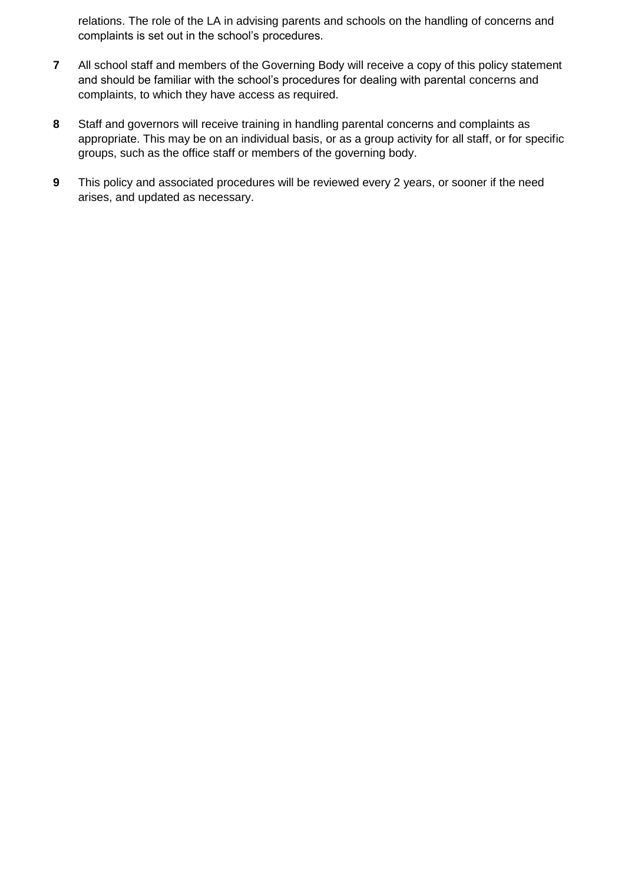relations. The role of the LA in advising parents and schools on the handling of concerns and complaints is set out in the school's procedures.

**7** All school staff and members of the Governing Body will receive a copy of this policy statement and should be familiar with the school's procedures for dealing with parental concerns and complaints, to which they have access as required.

**8** Staff and governors will receive training in handling parental concerns and complaints as appropriate. This may be on an individual basis, or as a group activity for all staff, or for specific groups, such as the office staff or members of the governing body.

**9** This policy and associated procedures will be reviewed every 2 years, or sooner if the need arises, and updated as necessary.